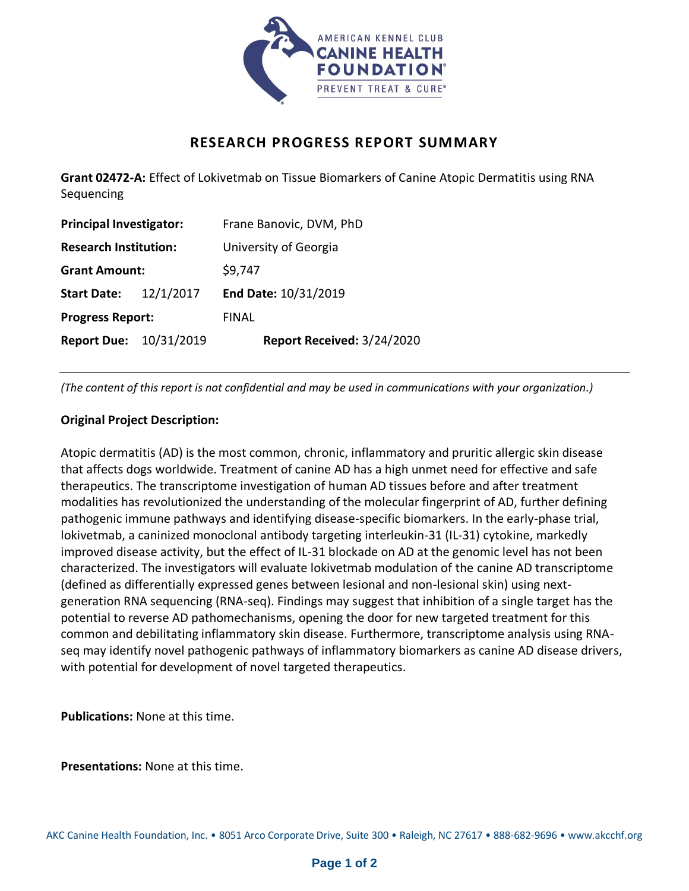# RESEARCH PROGRESS REPORT SUMMARY

**Grant 02472-A:** Effect of Lokivetmab on Tissue Biomarkers of Canine Atopic Dermatitis using RNA Sequencing

| | |
|---|---|
| **Principal Investigator:** | Frane Banovic, DVM, PhD |
| **Research Institution:** | University of Georgia |
| **Grant Amount:** | $9,747 |
| **Start Date:** 12/1/2017 | **End Date:** 10/31/2019 |
| **Progress Report:** | FINAL |
| **Report Due:** 10/31/2019 | **Report Received:** 3/24/2020 |

*(The content of this report is not confidential and may be used in communications with your organization.)*

**Original Project Description:**

Atopic dermatitis (AD) is the most common, chronic, inflammatory and pruritic allergic skin disease that affects dogs worldwide. Treatment of canine AD has a high unmet need for effective and safe therapeutics. The transcriptome investigation of human AD tissues before and after treatment modalities has revolutionized the understanding of the molecular fingerprint of AD, further defining pathogenic immune pathways and identifying disease-specific biomarkers. In the early-phase trial, lokivetmab, a caninized monoclonal antibody targeting interleukin-31 (IL-31) cytokine, markedly improved disease activity, but the effect of IL-31 blockade on AD at the genomic level has not been characterized. The investigators will evaluate lokivetmab modulation of the canine AD transcriptome (defined as differentially expressed genes between lesional and non-lesional skin) using next-generation RNA sequencing (RNA-seq). Findings may suggest that inhibition of a single target has the potential to reverse AD pathomechanisms, opening the door for new targeted treatment for this common and debilitating inflammatory skin disease. Furthermore, transcriptome analysis using RNA-seq may identify novel pathogenic pathways of inflammatory biomarkers as canine AD disease drivers, with potential for development of novel targeted therapeutics.

**Publications:** None at this time.

**Presentations:** None at this time.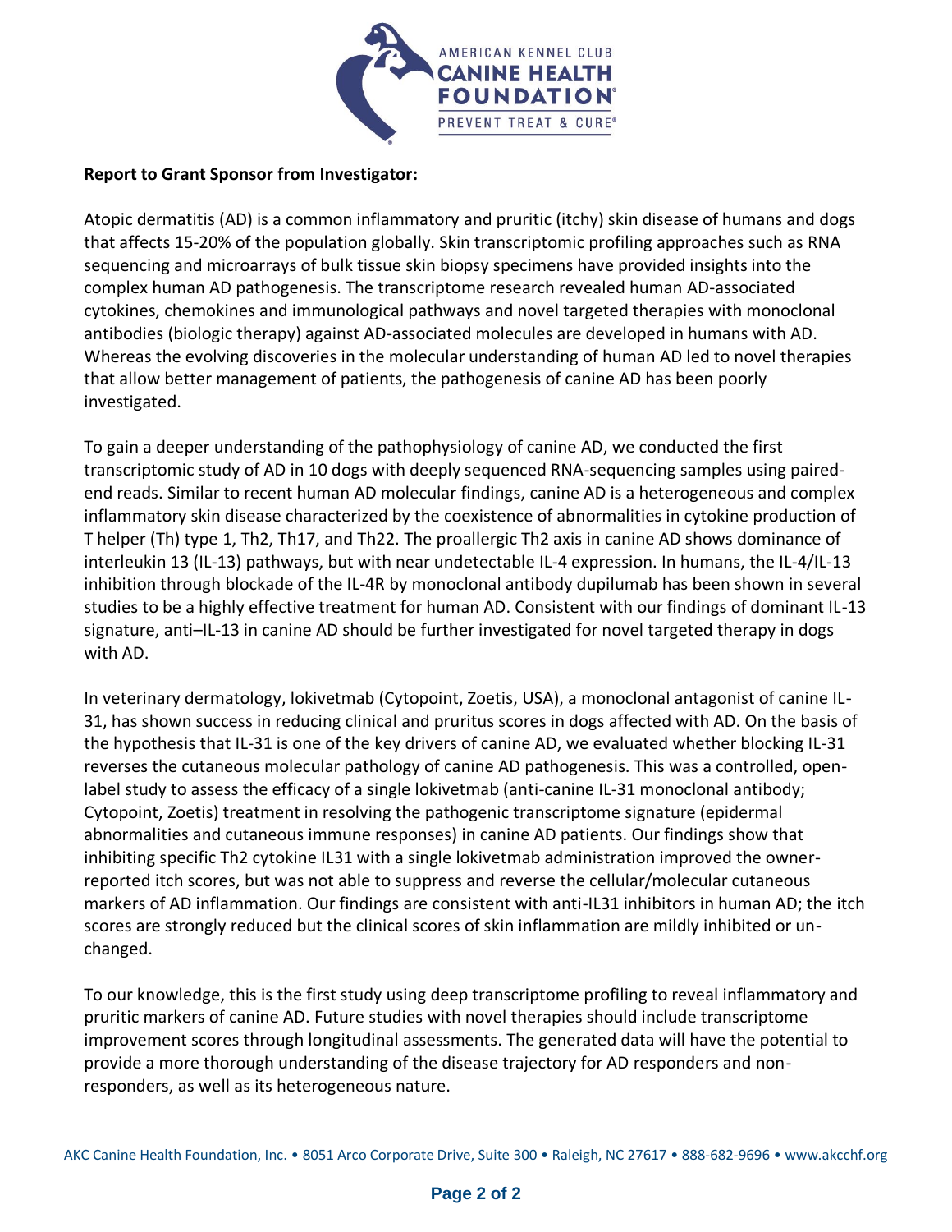**Report to Grant Sponsor from Investigator:**

Atopic dermatitis (AD) is a common inflammatory and pruritic (itchy) skin disease of humans and dogs that affects 15-20% of the population globally. Skin transcriptomic profiling approaches such as RNA sequencing and microarrays of bulk tissue skin biopsy specimens have provided insights into the complex human AD pathogenesis. The transcriptome research revealed human AD-associated cytokines, chemokines and immunological pathways and novel targeted therapies with monoclonal antibodies (biologic therapy) against AD-associated molecules are developed in humans with AD. Whereas the evolving discoveries in the molecular understanding of human AD led to novel therapies that allow better management of patients, the pathogenesis of canine AD has been poorly investigated.

To gain a deeper understanding of the pathophysiology of canine AD, we conducted the first transcriptomic study of AD in 10 dogs with deeply sequenced RNA-sequencing samples using paired-end reads. Similar to recent human AD molecular findings, canine AD is a heterogeneous and complex inflammatory skin disease characterized by the coexistence of abnormalities in cytokine production of T helper (Th) type 1, Th2, Th17, and Th22. The proallergic Th2 axis in canine AD shows dominance of interleukin 13 (IL-13) pathways, but with near undetectable IL-4 expression. In humans, the IL-4/IL-13 inhibition through blockade of the IL-4R by monoclonal antibody dupilumab has been shown in several studies to be a highly effective treatment for human AD. Consistent with our findings of dominant IL-13 signature, anti–IL-13 in canine AD should be further investigated for novel targeted therapy in dogs with AD.

In veterinary dermatology, lokivetmab (Cytopoint, Zoetis, USA), a monoclonal antagonist of canine IL-31, has shown success in reducing clinical and pruritus scores in dogs affected with AD. On the basis of the hypothesis that IL-31 is one of the key drivers of canine AD, we evaluated whether blocking IL-31 reverses the cutaneous molecular pathology of canine AD pathogenesis. This was a controlled, open-label study to assess the efficacy of a single lokivetmab (anti-canine IL-31 monoclonal antibody; Cytopoint, Zoetis) treatment in resolving the pathogenic transcriptome signature (epidermal abnormalities and cutaneous immune responses) in canine AD patients. Our findings show that inhibiting specific Th2 cytokine IL31 with a single lokivetmab administration improved the owner-reported itch scores, but was not able to suppress and reverse the cellular/molecular cutaneous markers of AD inflammation. Our findings are consistent with anti-IL31 inhibitors in human AD; the itch scores are strongly reduced but the clinical scores of skin inflammation are mildly inhibited or un-changed.

To our knowledge, this is the first study using deep transcriptome profiling to reveal inflammatory and pruritic markers of canine AD. Future studies with novel therapies should include transcriptome improvement scores through longitudinal assessments. The generated data will have the potential to provide a more thorough understanding of the disease trajectory for AD responders and non-responders, as well as its heterogeneous nature.